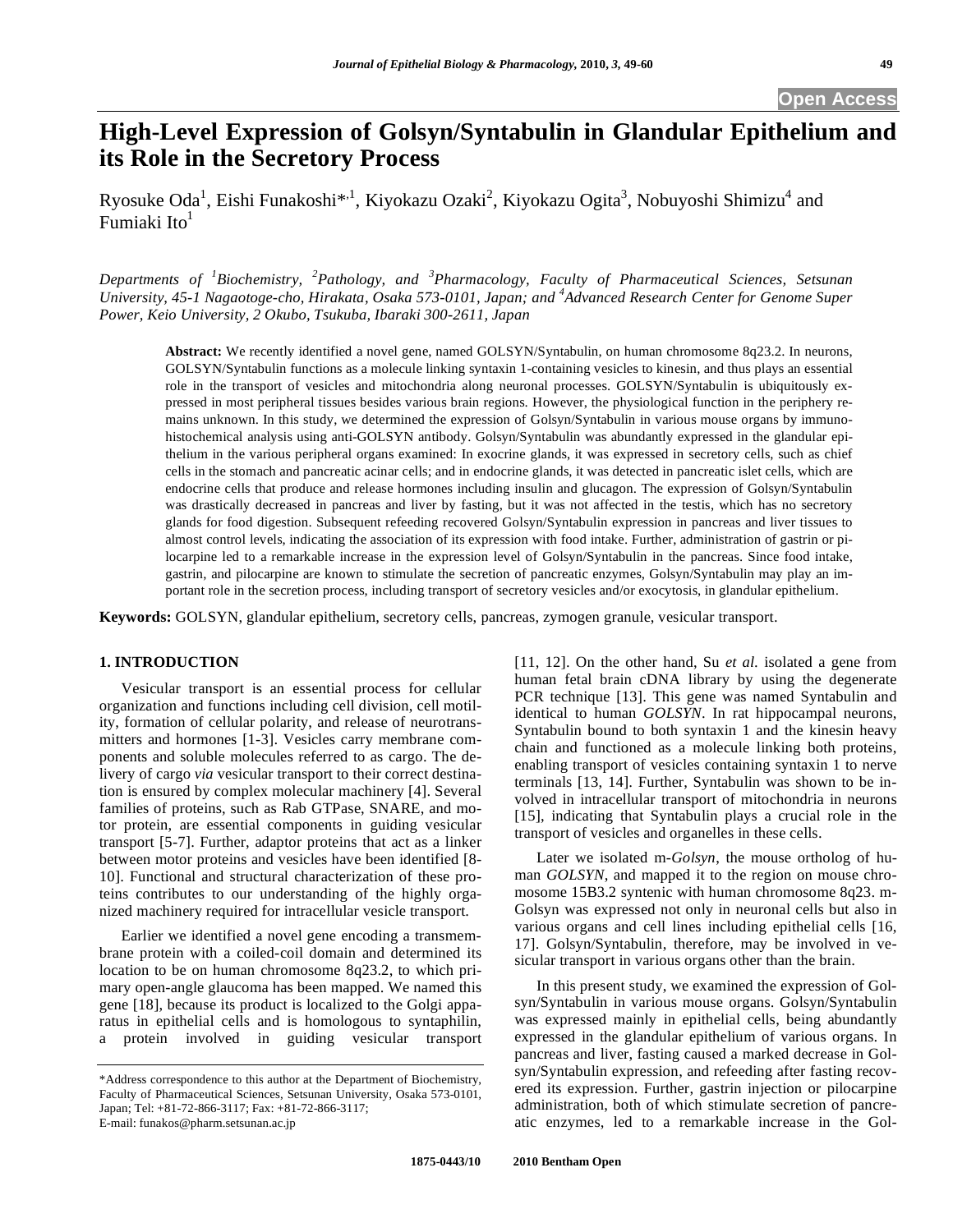# High-Level Expression of Golsyn/Syntabulin in Glandular Epithelium and its Role in the Secretory Process

Ryosuke Oda[1], Eishi Funakoshi*[,1], Kiyokazu Ozaki[2], Kiyokazu Ogita[3], Nobuyoshi Shimizu[4] and Fumiaki Ito[1]

*Departments of [1]Biochemistry, [2]Pathology, and [3]Pharmacology, Faculty of Pharmaceutical Sciences, Setsunan University, 45-1 Nagaotoge-cho, Hirakata, Osaka 573-0101, Japan; and [4]Advanced Research Center for Genome Super Power, Keio University, 2 Okubo, Tsukuba, Ibaraki 300-2611, Japan*

**Abstract:** We recently identified a novel gene, named GOLSYN/Syntabulin, on human chromosome 8q23.2. In neurons, GOLSYN/Syntabulin functions as a molecule linking syntaxin 1-containing vesicles to kinesin, and thus plays an essential role in the transport of vesicles and mitochondria along neuronal processes. GOLSYN/Syntabulin is ubiquitously expressed in most peripheral tissues besides various brain regions. However, the physiological function in the periphery remains unknown. In this study, we determined the expression of Golsyn/Syntabulin in various mouse organs by immunohistochemical analysis using anti-GOLSYN antibody. Golsyn/Syntabulin was abundantly expressed in the glandular epithelium in the various peripheral organs examined: In exocrine glands, it was expressed in secretory cells, such as chief cells in the stomach and pancreatic acinar cells; and in endocrine glands, it was detected in pancreatic islet cells, which are endocrine cells that produce and release hormones including insulin and glucagon. The expression of Golsyn/Syntabulin was drastically decreased in pancreas and liver by fasting, but it was not affected in the testis, which has no secretory glands for food digestion. Subsequent refeeding recovered Golsyn/Syntabulin expression in pancreas and liver tissues to almost control levels, indicating the association of its expression with food intake. Further, administration of gastrin or pilocarpine led to a remarkable increase in the expression level of Golsyn/Syntabulin in the pancreas. Since food intake, gastrin, and pilocarpine are known to stimulate the secretion of pancreatic enzymes, Golsyn/Syntabulin may play an important role in the secretion process, including transport of secretory vesicles and/or exocytosis, in glandular epithelium.

**Keywords:** GOLSYN, glandular epithelium, secretory cells, pancreas, zymogen granule, vesicular transport.

## 1. INTRODUCTION

Vesicular transport is an essential process for cellular organization and functions including cell division, cell motility, formation of cellular polarity, and release of neurotransmitters and hormones [1-3]. Vesicles carry membrane components and soluble molecules referred to as cargo. The delivery of cargo *via* vesicular transport to their correct destination is ensured by complex molecular machinery [4]. Several families of proteins, such as Rab GTPase, SNARE, and motor protein, are essential components in guiding vesicular transport [5-7]. Further, adaptor proteins that act as a linker between motor proteins and vesicles have been identified [8-10]. Functional and structural characterization of these proteins contributes to our understanding of the highly organized machinery required for intracellular vesicle transport.

Earlier we identified a novel gene encoding a transmembrane protein with a coiled-coil domain and determined its location to be on human chromosome 8q23.2, to which primary open-angle glaucoma has been mapped. We named this gene [18], because its product is localized to the Golgi apparatus in epithelial cells and is homologous to syntaphilin, a protein involved in guiding vesicular transport [11, 12]. On the other hand, Su *et al.* isolated a gene from human fetal brain cDNA library by using the degenerate PCR technique [13]. This gene was named Syntabulin and identical to human *GOLSYN*. In rat hippocampal neurons, Syntabulin bound to both syntaxin 1 and the kinesin heavy chain and functioned as a molecule linking both proteins, enabling transport of vesicles containing syntaxin 1 to nerve terminals [13, 14]. Further, Syntabulin was shown to be involved in intracellular transport of mitochondria in neurons [15], indicating that Syntabulin plays a crucial role in the transport of vesicles and organelles in these cells.

Later we isolated m-*Golsyn*, the mouse ortholog of human *GOLSYN*, and mapped it to the region on mouse chromosome 15B3.2 syntenic with human chromosome 8q23. m-Golsyn was expressed not only in neuronal cells but also in various organs and cell lines including epithelial cells [16, 17]. Golsyn/Syntabulin, therefore, may be involved in vesicular transport in various organs other than the brain.

In this present study, we examined the expression of Golsyn/Syntabulin in various mouse organs. Golsyn/Syntabulin was expressed mainly in epithelial cells, being abundantly expressed in the glandular epithelium of various organs. In pancreas and liver, fasting caused a marked decrease in Golsyn/Syntabulin expression, and refeeding after fasting recovered its expression. Further, gastrin injection or pilocarpine administration, both of which stimulate secretion of pancreatic enzymes, led to a remarkable increase in the Gol-

*Address correspondence to this author at the Department of Biochemistry, Faculty of Pharmaceutical Sciences, Setsunan University, Osaka 573-0101, Japan; Tel: +81-72-866-3117; Fax: +81-72-866-3117; E-mail: funakos@pharm.setsunan.ac.jp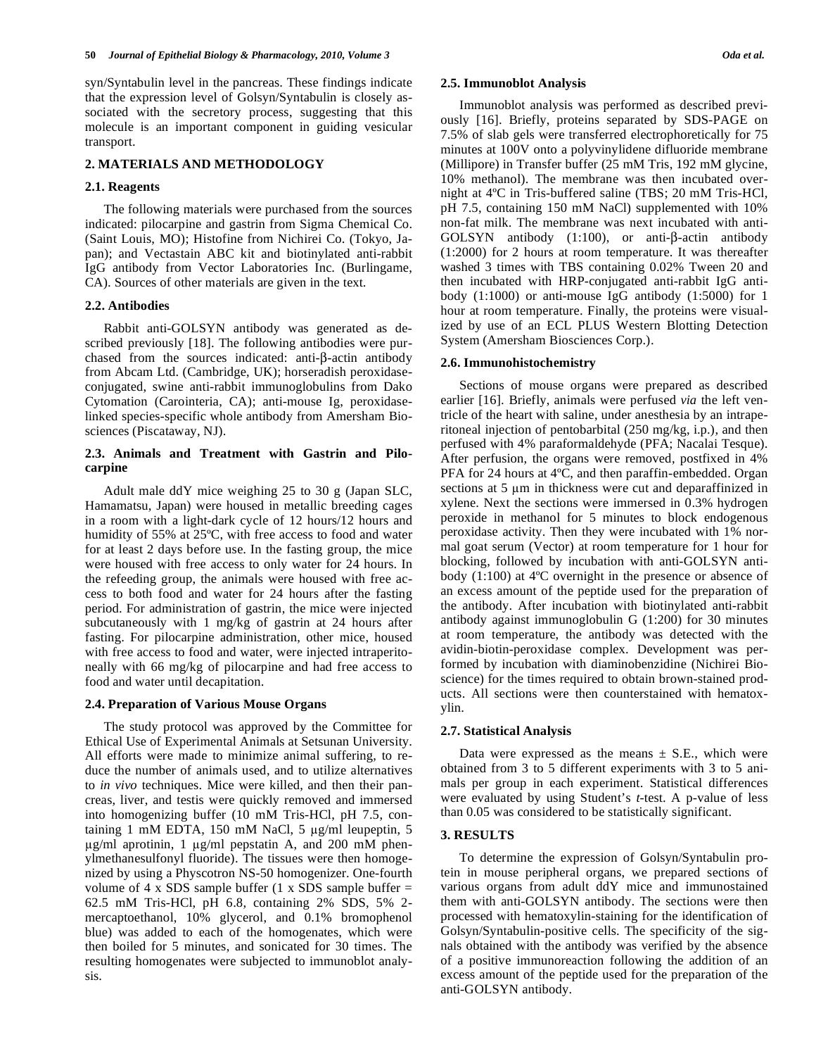syn/Syntabulin level in the pancreas. These findings indicate that the expression level of Golsyn/Syntabulin is closely associated with the secretory process, suggesting that this molecule is an important component in guiding vesicular transport.

## 2. MATERIALS AND METHODOLOGY

### 2.1. Reagents

The following materials were purchased from the sources indicated: pilocarpine and gastrin from Sigma Chemical Co. (Saint Louis, MO); Histofine from Nichirei Co. (Tokyo, Japan); and Vectastain ABC kit and biotinylated anti-rabbit IgG antibody from Vector Laboratories Inc. (Burlingame, CA). Sources of other materials are given in the text.

### 2.2. Antibodies

Rabbit anti-GOLSYN antibody was generated as described previously [18]. The following antibodies were purchased from the sources indicated: anti-β-actin antibody from Abcam Ltd. (Cambridge, UK); horseradish peroxidase-conjugated, swine anti-rabbit immunoglobulins from Dako Cytomation (Carointeria, CA); anti-mouse Ig, peroxidase-linked species-specific whole antibody from Amersham Biosciences (Piscataway, NJ).

### 2.3. Animals and Treatment with Gastrin and Pilocarpine

Adult male ddY mice weighing 25 to 30 g (Japan SLC, Hamamatsu, Japan) were housed in metallic breeding cages in a room with a light-dark cycle of 12 hours/12 hours and humidity of 55% at 25ºC, with free access to food and water for at least 2 days before use. In the fasting group, the mice were housed with free access to only water for 24 hours. In the refeeding group, the animals were housed with free access to both food and water for 24 hours after the fasting period. For administration of gastrin, the mice were injected subcutaneously with 1 mg/kg of gastrin at 24 hours after fasting. For pilocarpine administration, other mice, housed with free access to food and water, were injected intraperitoneally with 66 mg/kg of pilocarpine and had free access to food and water until decapitation.

### 2.4. Preparation of Various Mouse Organs

The study protocol was approved by the Committee for Ethical Use of Experimental Animals at Setsunan University. All efforts were made to minimize animal suffering, to reduce the number of animals used, and to utilize alternatives to *in vivo* techniques. Mice were killed, and then their pancreas, liver, and testis were quickly removed and immersed into homogenizing buffer (10 mM Tris-HCl, pH 7.5, containing 1 mM EDTA, 150 mM NaCl, 5 μg/ml leupeptin, 5 μg/ml aprotinin, 1 μg/ml pepstatin A, and 200 mM phenylmethanesulfonyl fluoride). The tissues were then homogenized by using a Physcotron NS-50 homogenizer. One-fourth volume of 4 x SDS sample buffer (1 x SDS sample buffer = 62.5 mM Tris-HCl, pH 6.8, containing 2% SDS, 5% 2-mercaptoethanol, 10% glycerol, and 0.1% bromophenol blue) was added to each of the homogenates, which were then boiled for 5 minutes, and sonicated for 30 times. The resulting homogenates were subjected to immunoblot analysis.

### 2.5. Immunoblot Analysis

Immunoblot analysis was performed as described previously [16]. Briefly, proteins separated by SDS-PAGE on 7.5% of slab gels were transferred electrophoretically for 75 minutes at 100V onto a polyvinylidene difluoride membrane (Millipore) in Transfer buffer (25 mM Tris, 192 mM glycine, 10% methanol). The membrane was then incubated overnight at 4ºC in Tris-buffered saline (TBS; 20 mM Tris-HCl, pH 7.5, containing 150 mM NaCl) supplemented with 10% non-fat milk. The membrane was next incubated with anti-GOLSYN antibody (1:100), or anti-β-actin antibody (1:2000) for 2 hours at room temperature. It was thereafter washed 3 times with TBS containing 0.02% Tween 20 and then incubated with HRP-conjugated anti-rabbit IgG antibody (1:1000) or anti-mouse IgG antibody (1:5000) for 1 hour at room temperature. Finally, the proteins were visualized by use of an ECL PLUS Western Blotting Detection System (Amersham Biosciences Corp.).

### 2.6. Immunohistochemistry

Sections of mouse organs were prepared as described earlier [16]. Briefly, animals were perfused *via* the left ventricle of the heart with saline, under anesthesia by an intraperitoneal injection of pentobarbital (250 mg/kg, i.p.), and then perfused with 4% paraformaldehyde (PFA; Nacalai Tesque). After perfusion, the organs were removed, postfixed in 4% PFA for 24 hours at 4ºC, and then paraffin-embedded. Organ sections at 5 μm in thickness were cut and deparaffinized in xylene. Next the sections were immersed in 0.3% hydrogen peroxide in methanol for 5 minutes to block endogenous peroxidase activity. Then they were incubated with 1% normal goat serum (Vector) at room temperature for 1 hour for blocking, followed by incubation with anti-GOLSYN antibody (1:100) at 4ºC overnight in the presence or absence of an excess amount of the peptide used for the preparation of the antibody. After incubation with biotinylated anti-rabbit antibody against immunoglobulin G (1:200) for 30 minutes at room temperature, the antibody was detected with the avidin-biotin-peroxidase complex. Development was performed by incubation with diaminobenzidine (Nichirei Bioscience) for the times required to obtain brown-stained products. All sections were then counterstained with hematoxylin.

### 2.7. Statistical Analysis

Data were expressed as the means ± S.E., which were obtained from 3 to 5 different experiments with 3 to 5 animals per group in each experiment. Statistical differences were evaluated by using Student's *t*-test. A p-value of less than 0.05 was considered to be statistically significant.

## 3. RESULTS

To determine the expression of Golsyn/Syntabulin protein in mouse peripheral organs, we prepared sections of various organs from adult ddY mice and immunostained them with anti-GOLSYN antibody. The sections were then processed with hematoxylin-staining for the identification of Golsyn/Syntabulin-positive cells. The specificity of the signals obtained with the antibody was verified by the absence of a positive immunoreaction following the addition of an excess amount of the peptide used for the preparation of the anti-GOLSYN antibody.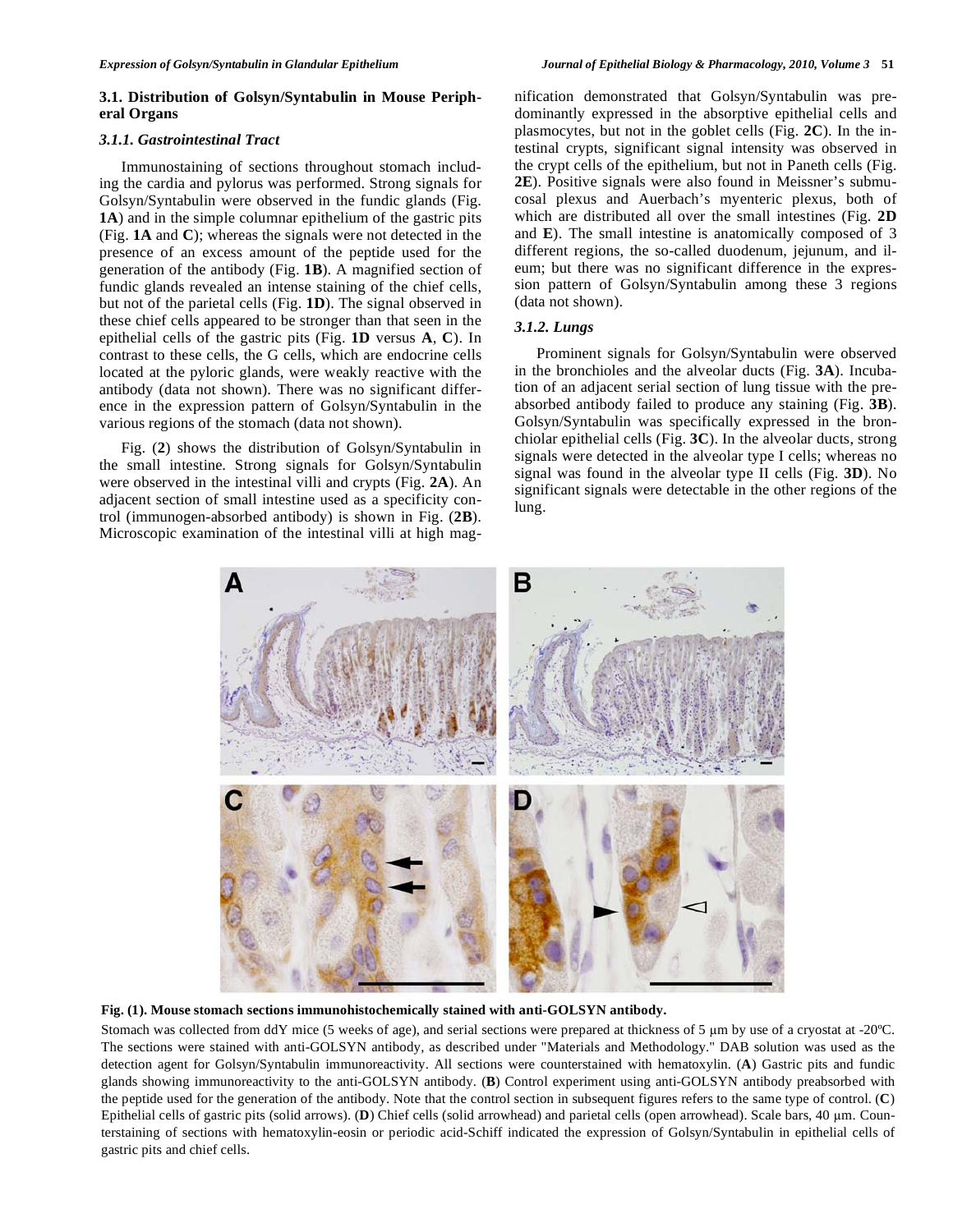### 3.1. Distribution of Golsyn/Syntabulin in Mouse Peripheral Organs

#### *3.1.1. Gastrointestinal Tract*

Immunostaining of sections throughout stomach including the cardia and pylorus was performed. Strong signals for Golsyn/Syntabulin were observed in the fundic glands (Fig. **1A**) and in the simple columnar epithelium of the gastric pits (Fig. **1A** and **C**); whereas the signals were not detected in the presence of an excess amount of the peptide used for the generation of the antibody (Fig. **1B**). A magnified section of fundic glands revealed an intense staining of the chief cells, but not of the parietal cells (Fig. **1D**). The signal observed in these chief cells appeared to be stronger than that seen in the epithelial cells of the gastric pits (Fig. **1D** versus **A**, **C**). In contrast to these cells, the G cells, which are endocrine cells located at the pyloric glands, were weakly reactive with the antibody (data not shown). There was no significant difference in the expression pattern of Golsyn/Syntabulin in the various regions of the stomach (data not shown).

Fig. (**2**) shows the distribution of Golsyn/Syntabulin in the small intestine. Strong signals for Golsyn/Syntabulin were observed in the intestinal villi and crypts (Fig. **2A**). An adjacent section of small intestine used as a specificity control (immunogen-absorbed antibody) is shown in Fig. (**2B**). Microscopic examination of the intestinal villi at high magnification demonstrated that Golsyn/Syntabulin was predominantly expressed in the absorptive epithelial cells and plasmocytes, but not in the goblet cells (Fig. **2C**). In the intestinal crypts, significant signal intensity was observed in the crypt cells of the epithelium, but not in Paneth cells (Fig. **2E**). Positive signals were also found in Meissner's submucosal plexus and Auerbach's myenteric plexus, both of which are distributed all over the small intestines (Fig. **2D** and **E**). The small intestine is anatomically composed of 3 different regions, the so-called duodenum, jejunum, and ileum; but there was no significant difference in the expression pattern of Golsyn/Syntabulin among these 3 regions (data not shown).

#### *3.1.2. Lungs*

Prominent signals for Golsyn/Syntabulin were observed in the bronchioles and the alveolar ducts (Fig. **3A**). Incubation of an adjacent serial section of lung tissue with the preabsorbed antibody failed to produce any staining (Fig. **3B**). Golsyn/Syntabulin was specifically expressed in the bronchiolar epithelial cells (Fig. **3C**). In the alveolar ducts, strong signals were detected in the alveolar type I cells; whereas no signal was found in the alveolar type II cells (Fig. **3D**). No significant signals were detectable in the other regions of the lung.

**Fig. (1). Mouse stomach sections immunohistochemically stained with anti-GOLSYN antibody.**

Stomach was collected from ddY mice (5 weeks of age), and serial sections were prepared at thickness of 5 μm by use of a cryostat at -20ºC. The sections were stained with anti-GOLSYN antibody, as described under "Materials and Methodology." DAB solution was used as the detection agent for Golsyn/Syntabulin immunoreactivity. All sections were counterstained with hematoxylin. (**A**) Gastric pits and fundic glands showing immunoreactivity to the anti-GOLSYN antibody. (**B**) Control experiment using anti-GOLSYN antibody preabsorbed with the peptide used for the generation of the antibody. Note that the control section in subsequent figures refers to the same type of control. (**C**) Epithelial cells of gastric pits (solid arrows). (**D**) Chief cells (solid arrowhead) and parietal cells (open arrowhead). Scale bars, 40 μm. Counterstaining of sections with hematoxylin-eosin or periodic acid-Schiff indicated the expression of Golsyn/Syntabulin in epithelial cells of gastric pits and chief cells.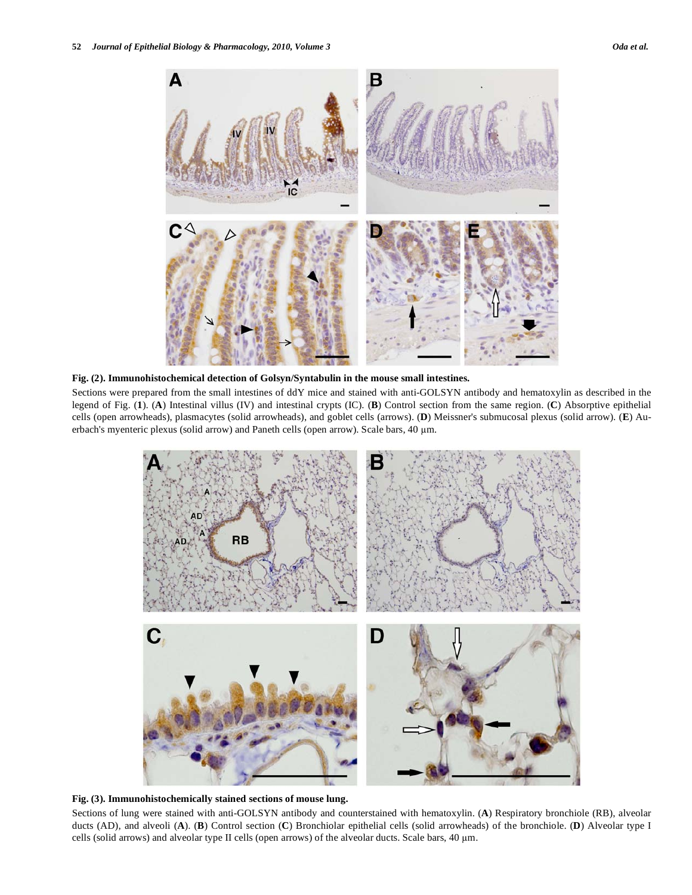**Fig. (2). Immunohistochemical detection of Golsyn/Syntabulin in the mouse small intestines.**

Sections were prepared from the small intestines of ddY mice and stained with anti-GOLSYN antibody and hematoxylin as described in the legend of Fig. (**1**). (**A**) Intestinal villus (IV) and intestinal crypts (IC). (**B**) Control section from the same region. (**C**) Absorptive epithelial cells (open arrowheads), plasmacytes (solid arrowheads), and goblet cells (arrows). (**D**) Meissner's submucosal plexus (solid arrow). (**E**) Auerbach's myenteric plexus (solid arrow) and Paneth cells (open arrow). Scale bars, 40 μm.

**Fig. (3). Immunohistochemically stained sections of mouse lung.**

Sections of lung were stained with anti-GOLSYN antibody and counterstained with hematoxylin. (**A**) Respiratory bronchiole (RB), alveolar ducts (AD), and alveoli (**A**). (**B**) Control section (**C**) Bronchiolar epithelial cells (solid arrowheads) of the bronchiole. (**D**) Alveolar type I cells (solid arrows) and alveolar type II cells (open arrows) of the alveolar ducts. Scale bars, 40 μm.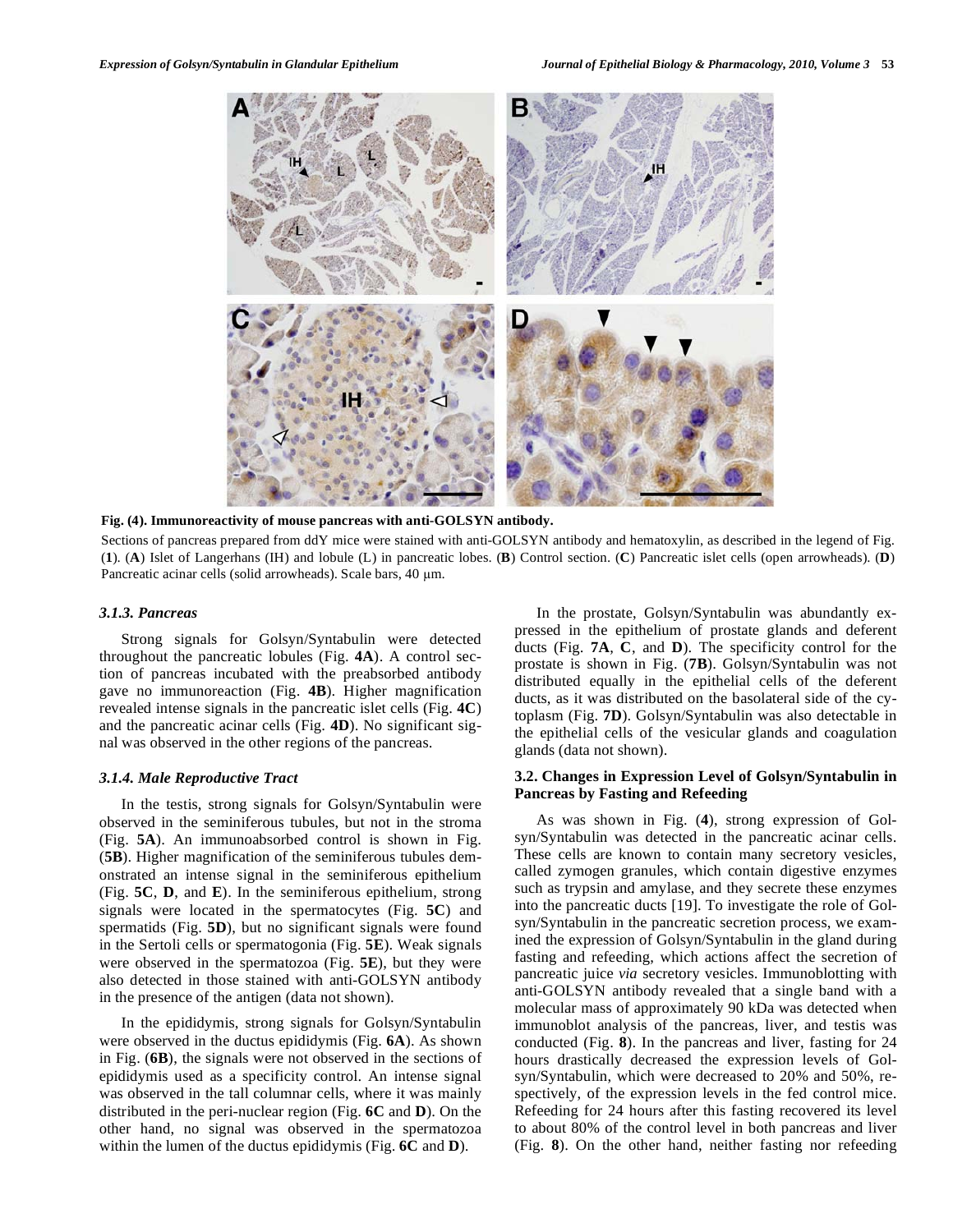**Fig. (4). Immunoreactivity of mouse pancreas with anti-GOLSYN antibody.**

Sections of pancreas prepared from ddY mice were stained with anti-GOLSYN antibody and hematoxylin, as described in the legend of Fig. (**1**). (**A**) Islet of Langerhans (IH) and lobule (L) in pancreatic lobes. (**B**) Control section. (**C**) Pancreatic islet cells (open arrowheads). (**D**) Pancreatic acinar cells (solid arrowheads). Scale bars, 40 μm.

### *3.1.3. Pancreas*

Strong signals for Golsyn/Syntabulin were detected throughout the pancreatic lobules (Fig. **4A**). A control section of pancreas incubated with the preabsorbed antibody gave no immunoreaction (Fig. **4B**). Higher magnification revealed intense signals in the pancreatic islet cells (Fig. **4C**) and the pancreatic acinar cells (Fig. **4D**). No significant signal was observed in the other regions of the pancreas.

### *3.1.4. Male Reproductive Tract*

In the testis, strong signals for Golsyn/Syntabulin were observed in the seminiferous tubules, but not in the stroma (Fig. **5A**). An immunoabsorbed control is shown in Fig. (**5B**). Higher magnification of the seminiferous tubules demonstrated an intense signal in the seminiferous epithelium (Fig. **5C**, **D**, and **E**). In the seminiferous epithelium, strong signals were located in the spermatocytes (Fig. **5C**) and spermatids (Fig. **5D**), but no significant signals were found in the Sertoli cells or spermatogonia (Fig. **5E**). Weak signals were observed in the spermatozoa (Fig. **5E**), but they were also detected in those stained with anti-GOLSYN antibody in the presence of the antigen (data not shown).

In the epididymis, strong signals for Golsyn/Syntabulin were observed in the ductus epididymis (Fig. **6A**). As shown in Fig. (**6B**), the signals were not observed in the sections of epididymis used as a specificity control. An intense signal was observed in the tall columnar cells, where it was mainly distributed in the peri-nuclear region (Fig. **6C** and **D**). On the other hand, no signal was observed in the spermatozoa within the lumen of the ductus epididymis (Fig. **6C** and **D**).

In the prostate, Golsyn/Syntabulin was abundantly expressed in the epithelium of prostate glands and deferent ducts (Fig. **7A**, **C**, and **D**). The specificity control for the prostate is shown in Fig. (**7B**). Golsyn/Syntabulin was not distributed equally in the epithelial cells of the deferent ducts, as it was distributed on the basolateral side of the cytoplasm (Fig. **7D**). Golsyn/Syntabulin was also detectable in the epithelial cells of the vesicular glands and coagulation glands (data not shown).

### 3.2. Changes in Expression Level of Golsyn/Syntabulin in Pancreas by Fasting and Refeeding

As was shown in Fig. (**4**), strong expression of Golsyn/Syntabulin was detected in the pancreatic acinar cells. These cells are known to contain many secretory vesicles, called zymogen granules, which contain digestive enzymes such as trypsin and amylase, and they secrete these enzymes into the pancreatic ducts [19]. To investigate the role of Golsyn/Syntabulin in the pancreatic secretion process, we examined the expression of Golsyn/Syntabulin in the gland during fasting and refeeding, which actions affect the secretion of pancreatic juice *via* secretory vesicles. Immunoblotting with anti-GOLSYN antibody revealed that a single band with a molecular mass of approximately 90 kDa was detected when immunoblot analysis of the pancreas, liver, and testis was conducted (Fig. **8**). In the pancreas and liver, fasting for 24 hours drastically decreased the expression levels of Golsyn/Syntabulin, which were decreased to 20% and 50%, respectively, of the expression levels in the fed control mice. Refeeding for 24 hours after this fasting recovered its level to about 80% of the control level in both pancreas and liver (Fig. **8**). On the other hand, neither fasting nor refeeding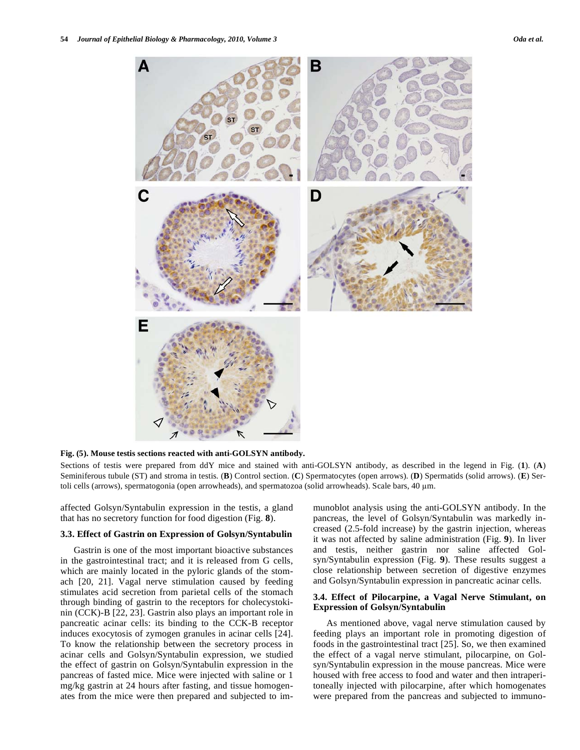**Fig. (5). Mouse testis sections reacted with anti-GOLSYN antibody.**

Sections of testis were prepared from ddY mice and stained with anti-GOLSYN antibody, as described in the legend in Fig. (**1**). (**A**) Seminiferous tubule (ST) and stroma in testis. (**B**) Control section. (**C**) Spermatocytes (open arrows). (**D**) Spermatids (solid arrows). (**E**) Sertoli cells (arrows), spermatogonia (open arrowheads), and spermatozoa (solid arrowheads). Scale bars, 40 μm.

affected Golsyn/Syntabulin expression in the testis, a gland that has no secretory function for food digestion (Fig. **8**).

### 3.3. Effect of Gastrin on Expression of Golsyn/Syntabulin

Gastrin is one of the most important bioactive substances in the gastrointestinal tract; and it is released from G cells, which are mainly located in the pyloric glands of the stomach [20, 21]. Vagal nerve stimulation caused by feeding stimulates acid secretion from parietal cells of the stomach through binding of gastrin to the receptors for cholecystokinin (CCK)-B [22, 23]. Gastrin also plays an important role in pancreatic acinar cells: its binding to the CCK-B receptor induces exocytosis of zymogen granules in acinar cells [24]. To know the relationship between the secretory process in acinar cells and Golsyn/Syntabulin expression, we studied the effect of gastrin on Golsyn/Syntabulin expression in the pancreas of fasted mice. Mice were injected with saline or 1 mg/kg gastrin at 24 hours after fasting, and tissue homogenates from the mice were then prepared and subjected to immunoblot analysis using the anti-GOLSYN antibody. In the pancreas, the level of Golsyn/Syntabulin was markedly increased (2.5-fold increase) by the gastrin injection, whereas it was not affected by saline administration (Fig. **9**). In liver and testis, neither gastrin nor saline affected Golsyn/Syntabulin expression (Fig. **9**). These results suggest a close relationship between secretion of digestive enzymes and Golsyn/Syntabulin expression in pancreatic acinar cells.

### 3.4. Effect of Pilocarpine, a Vagal Nerve Stimulant, on Expression of Golsyn/Syntabulin

As mentioned above, vagal nerve stimulation caused by feeding plays an important role in promoting digestion of foods in the gastrointestinal tract [25]. So, we then examined the effect of a vagal nerve stimulant, pilocarpine, on Golsyn/Syntabulin expression in the mouse pancreas. Mice were housed with free access to food and water and then intraperitoneally injected with pilocarpine, after which homogenates were prepared from the pancreas and subjected to immuno-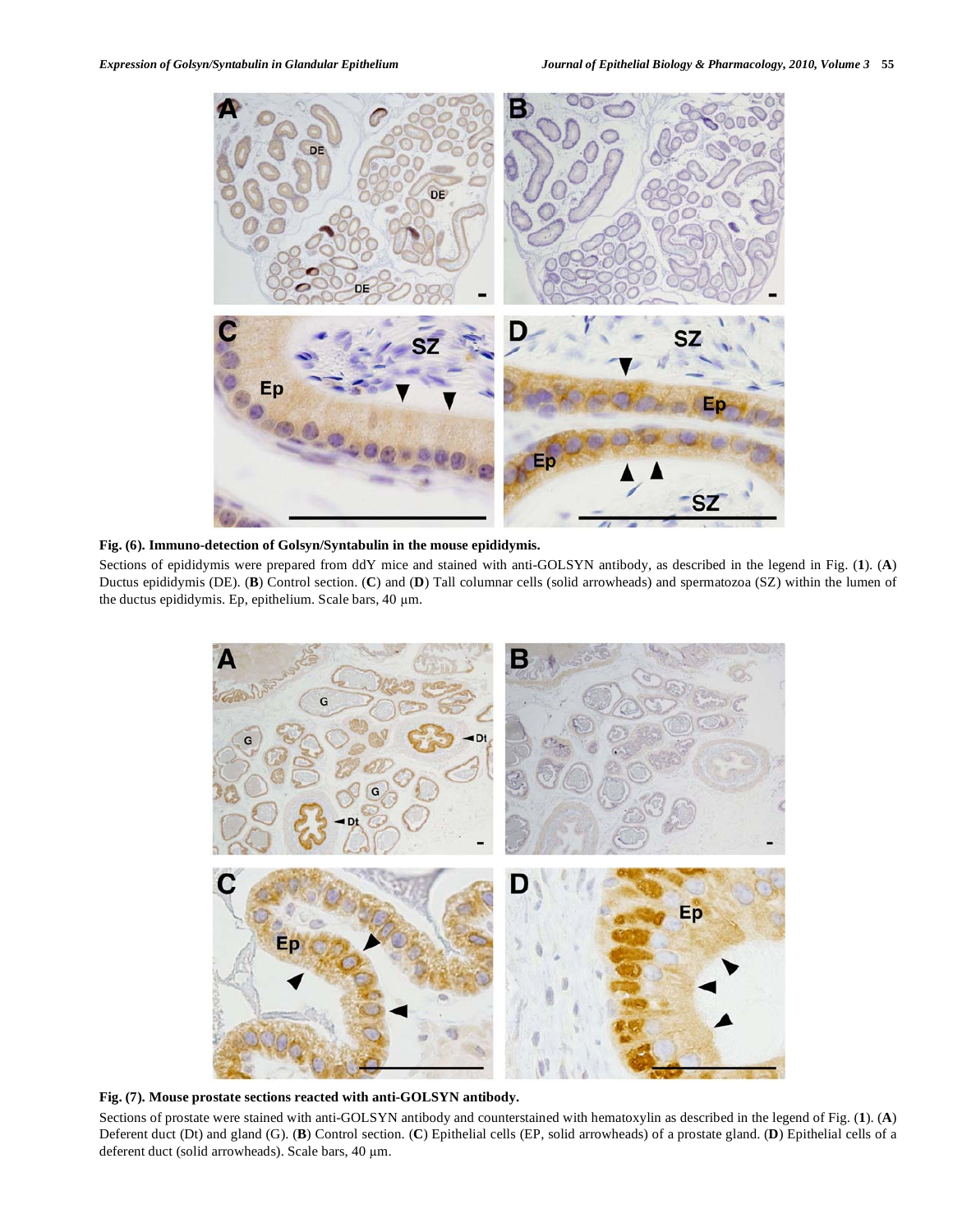**Fig. (6). Immuno-detection of Golsyn/Syntabulin in the mouse epididymis.**

Sections of epididymis were prepared from ddY mice and stained with anti-GOLSYN antibody, as described in the legend in Fig. (**1**). (**A**) Ductus epididymis (DE). (**B**) Control section. (**C**) and (**D**) Tall columnar cells (solid arrowheads) and spermatozoa (SZ) within the lumen of the ductus epididymis. Ep, epithelium. Scale bars, 40 μm.

**Fig. (7). Mouse prostate sections reacted with anti-GOLSYN antibody.**

Sections of prostate were stained with anti-GOLSYN antibody and counterstained with hematoxylin as described in the legend of Fig. (**1**). (**A**) Deferent duct (Dt) and gland (G). (**B**) Control section. (**C**) Epithelial cells (EP, solid arrowheads) of a prostate gland. (**D**) Epithelial cells of a deferent duct (solid arrowheads). Scale bars, 40 μm.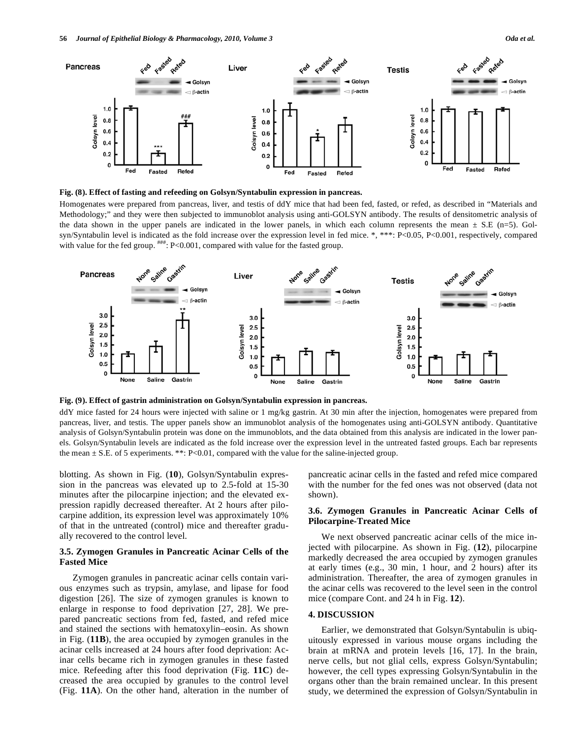**Fig. (8). Effect of fasting and refeeding on Golsyn/Syntabulin expression in pancreas.**

Homogenates were prepared from pancreas, liver, and testis of ddY mice that had been fed, fasted, or refed, as described in "Materials and Methodology;" and they were then subjected to immunoblot analysis using anti-GOLSYN antibody. The results of densitometric analysis of the data shown in the upper panels are indicated in the lower panels, in which each column represents the mean ± S.E (n=5). Golsyn/Syntabulin level is indicated as the fold increase over the expression level in fed mice. *, ***: P<0.05, P<0.001, respectively, compared with value for the fed group. ###: P<0.001, compared with value for the fasted group.

**Fig. (9). Effect of gastrin administration on Golsyn/Syntabulin expression in pancreas.**

ddY mice fasted for 24 hours were injected with saline or 1 mg/kg gastrin. At 30 min after the injection, homogenates were prepared from pancreas, liver, and testis. The upper panels show an immunoblot analysis of the homogenates using anti-GOLSYN antibody. Quantitative analysis of Golsyn/Syntabulin protein was done on the immunoblots, and the data obtained from this analysis are indicated in the lower panels. Golsyn/Syntabulin levels are indicated as the fold increase over the expression level in the untreated fasted groups. Each bar represents the mean ± S.E. of 5 experiments. **: P<0.01, compared with the value for the saline-injected group.

blotting. As shown in Fig. (**10**), Golsyn/Syntabulin expression in the pancreas was elevated up to 2.5-fold at 15-30 minutes after the pilocarpine injection; and the elevated expression rapidly decreased thereafter. At 2 hours after pilocarpine addition, its expression level was approximately 10% of that in the untreated (control) mice and thereafter gradually recovered to the control level.

### 3.5. Zymogen Granules in Pancreatic Acinar Cells of the Fasted Mice

Zymogen granules in pancreatic acinar cells contain various enzymes such as trypsin, amylase, and lipase for food digestion [26]. The size of zymogen granules is known to enlarge in response to food deprivation [27, 28]. We prepared pancreatic sections from fed, fasted, and refed mice and stained the sections with hematoxylin–eosin. As shown in Fig. (**11B**), the area occupied by zymogen granules in the acinar cells increased at 24 hours after food deprivation: Acinar cells became rich in zymogen granules in these fasted mice. Refeeding after this food deprivation (Fig. **11C**) decreased the area occupied by granules to the control level (Fig. **11A**). On the other hand, alteration in the number of pancreatic acinar cells in the fasted and refed mice compared with the number for the fed ones was not observed (data not shown).

### 3.6. Zymogen Granules in Pancreatic Acinar Cells of Pilocarpine-Treated Mice

We next observed pancreatic acinar cells of the mice injected with pilocarpine. As shown in Fig. (**12**), pilocarpine markedly decreased the area occupied by zymogen granules at early times (e.g., 30 min, 1 hour, and 2 hours) after its administration. Thereafter, the area of zymogen granules in the acinar cells was recovered to the level seen in the control mice (compare Cont. and 24 h in Fig. **12**).

## 4. DISCUSSION

Earlier, we demonstrated that Golsyn/Syntabulin is ubiquitously expressed in various mouse organs including the brain at mRNA and protein levels [16, 17]. In the brain, nerve cells, but not glial cells, express Golsyn/Syntabulin; however, the cell types expressing Golsyn/Syntabulin in the organs other than the brain remained unclear. In this present study, we determined the expression of Golsyn/Syntabulin in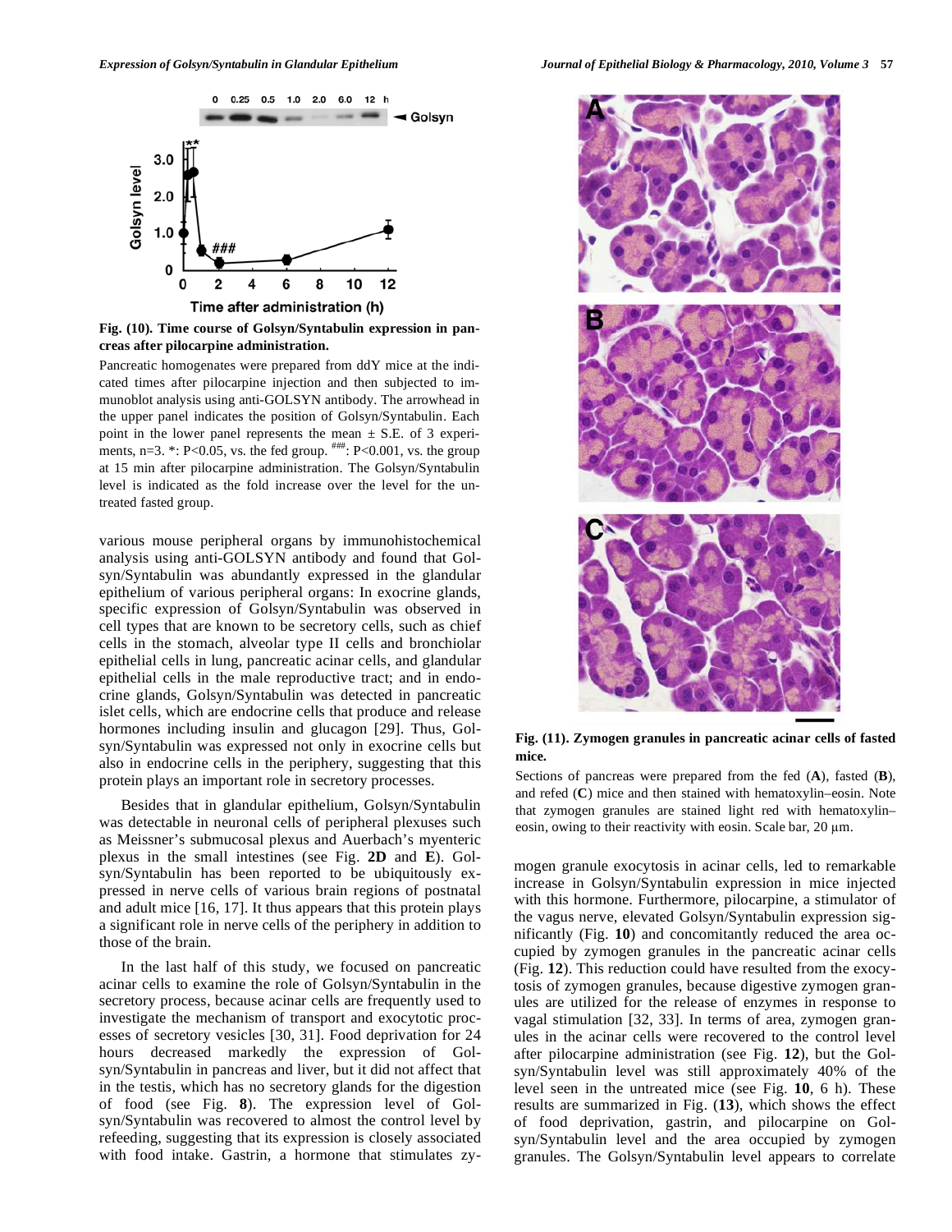**Fig. (10). Time course of Golsyn/Syntabulin expression in pancreas after pilocarpine administration.**

Pancreatic homogenates were prepared from ddY mice at the indicated times after pilocarpine injection and then subjected to immunoblot analysis using anti-GOLSYN antibody. The arrowhead in the upper panel indicates the position of Golsyn/Syntabulin. Each point in the lower panel represents the mean ± S.E. of 3 experiments, n=3. *: $P<0.05$, vs. the fed group. ###: $P<0.001$, vs. the group at 15 min after pilocarpine administration. The Golsyn/Syntabulin level is indicated as the fold increase over the level for the untreated fasted group.

various mouse peripheral organs by immunohistochemical analysis using anti-GOLSYN antibody and found that Golsyn/Syntabulin was abundantly expressed in the glandular epithelium of various peripheral organs: In exocrine glands, specific expression of Golsyn/Syntabulin was observed in cell types that are known to be secretory cells, such as chief cells in the stomach, alveolar type II cells and bronchiolar epithelial cells in lung, pancreatic acinar cells, and glandular epithelial cells in the male reproductive tract; and in endocrine glands, Golsyn/Syntabulin was detected in pancreatic islet cells, which are endocrine cells that produce and release hormones including insulin and glucagon [29]. Thus, Golsyn/Syntabulin was expressed not only in exocrine cells but also in endocrine cells in the periphery, suggesting that this protein plays an important role in secretory processes.

Besides that in glandular epithelium, Golsyn/Syntabulin was detectable in neuronal cells of peripheral plexuses such as Meissner's submucosal plexus and Auerbach's myenteric plexus in the small intestines (see Fig. **2D** and **E**). Golsyn/Syntabulin has been reported to be ubiquitously expressed in nerve cells of various brain regions of postnatal and adult mice [16, 17]. It thus appears that this protein plays a significant role in nerve cells of the periphery in addition to those of the brain.

In the last half of this study, we focused on pancreatic acinar cells to examine the role of Golsyn/Syntabulin in the secretory process, because acinar cells are frequently used to investigate the mechanism of transport and exocytotic processes of secretory vesicles [30, 31]. Food deprivation for 24 hours decreased markedly the expression of Golsyn/Syntabulin in pancreas and liver, but it did not affect that in the testis, which has no secretory glands for the digestion of food (see Fig. **8**). The expression level of Golsyn/Syntabulin was recovered to almost the control level by refeeding, suggesting that its expression is closely associated with food intake. Gastrin, a hormone that stimulates zymogen granule exocytosis in acinar cells, led to remarkable increase in Golsyn/Syntabulin expression in mice injected with this hormone. Furthermore, pilocarpine, a stimulator of the vagus nerve, elevated Golsyn/Syntabulin expression significantly (Fig. **10**) and concomitantly reduced the area occupied by zymogen granules in the pancreatic acinar cells (Fig. **12**). This reduction could have resulted from the exocytosis of zymogen granules, because digestive zymogen granules are utilized for the release of enzymes in response to vagal stimulation [32, 33]. In terms of area, zymogen granules in the acinar cells were recovered to the control level after pilocarpine administration (see Fig. **12**), but the Golsyn/Syntabulin level was still approximately 40% of the level seen in the untreated mice (see Fig. **10**, 6 h). These results are summarized in Fig. (**13**), which shows the effect of food deprivation, gastrin, and pilocarpine on Golsyn/Syntabulin level and the area occupied by zymogen granules. The Golsyn/Syntabulin level appears to correlate

**Fig. (11). Zymogen granules in pancreatic acinar cells of fasted mice.**

Sections of pancreas were prepared from the fed (**A**), fasted (**B**), and refed (**C**) mice and then stained with hematoxylin–eosin. Note that zymogen granules are stained light red with hematoxylin–eosin, owing to their reactivity with eosin. Scale bar, 20 µm.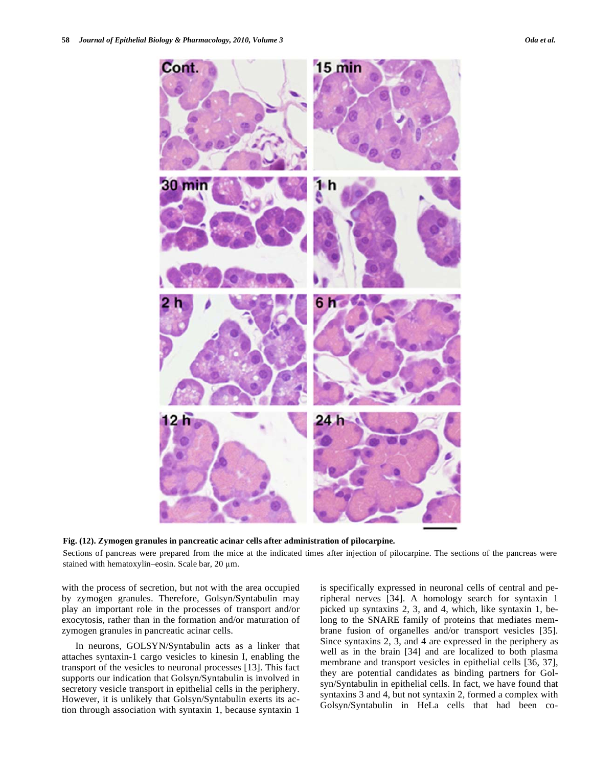**Fig. (12). Zymogen granules in pancreatic acinar cells after administration of pilocarpine.**

Sections of pancreas were prepared from the mice at the indicated times after injection of pilocarpine. The sections of the pancreas were stained with hematoxylin–eosin. Scale bar, 20 μm.

with the process of secretion, but not with the area occupied by zymogen granules. Therefore, Golsyn/Syntabulin may play an important role in the processes of transport and/or exocytosis, rather than in the formation and/or maturation of zymogen granules in pancreatic acinar cells.

In neurons, GOLSYN/Syntabulin acts as a linker that attaches syntaxin-1 cargo vesicles to kinesin I, enabling the transport of the vesicles to neuronal processes [13]. This fact supports our indication that Golsyn/Syntabulin is involved in secretory vesicle transport in epithelial cells in the periphery. However, it is unlikely that Golsyn/Syntabulin exerts its action through association with syntaxin 1, because syntaxin 1 is specifically expressed in neuronal cells of central and peripheral nerves [34]. A homology search for syntaxin 1 picked up syntaxins 2, 3, and 4, which, like syntaxin 1, belong to the SNARE family of proteins that mediates membrane fusion of organelles and/or transport vesicles [35]. Since syntaxins 2, 3, and 4 are expressed in the periphery as well as in the brain [34] and are localized to both plasma membrane and transport vesicles in epithelial cells [36, 37], they are potential candidates as binding partners for Golsyn/Syntabulin in epithelial cells. In fact, we have found that syntaxins 3 and 4, but not syntaxin 2, formed a complex with Golsyn/Syntabulin in HeLa cells that had been co-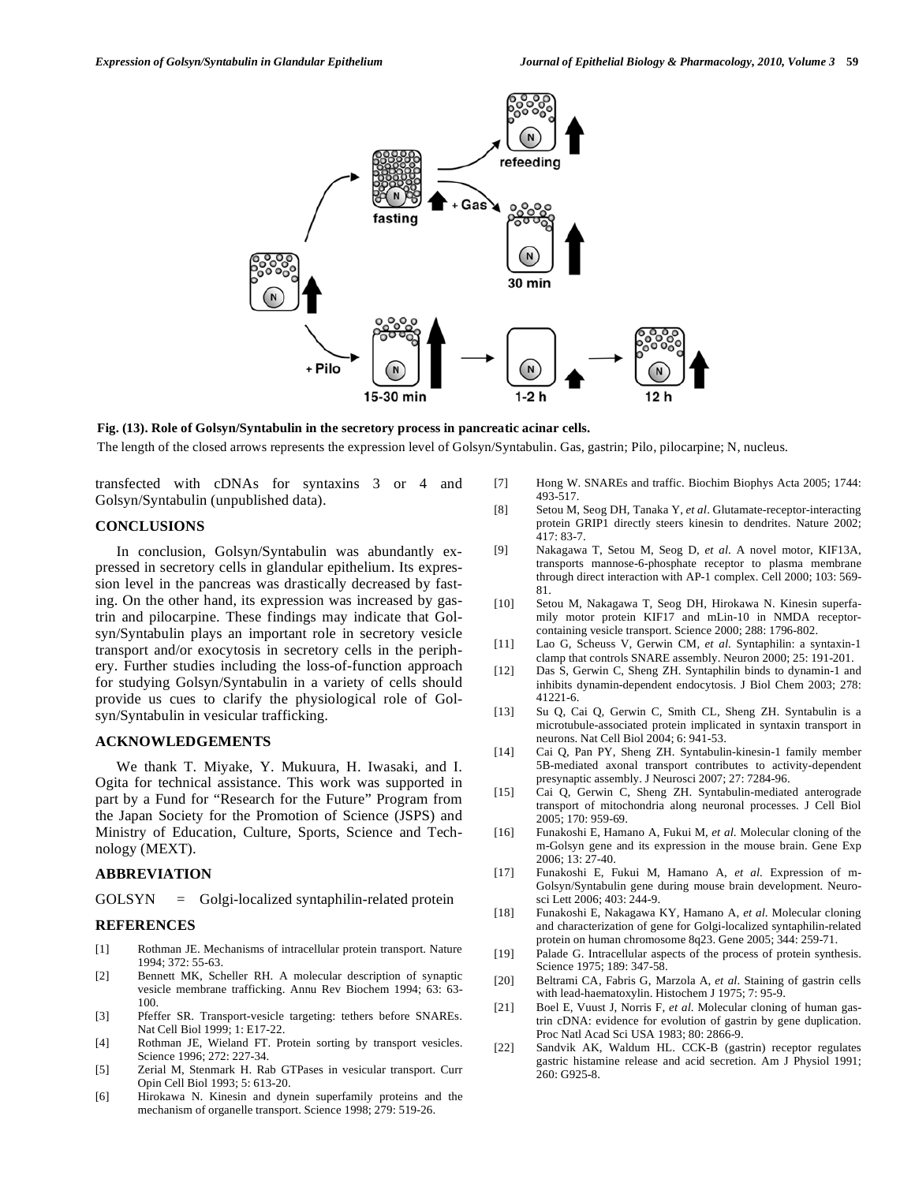Fig. (13). **Role of Golsyn/Syntabulin in the secretory process in pancreatic acinar cells.**

The length of the closed arrows represents the expression level of Golsyn/Syntabulin. Gas, gastrin; Pilo, pilocarpine; N, nucleus.

transfected with cDNAs for syntaxins 3 or 4 and Golsyn/Syntabulin (unpublished data).

## CONCLUSIONS

In conclusion, Golsyn/Syntabulin was abundantly expressed in secretory cells in glandular epithelium. Its expression level in the pancreas was drastically decreased by fasting. On the other hand, its expression was increased by gastrin and pilocarpine. These findings may indicate that Golsyn/Syntabulin plays an important role in secretory vesicle transport and/or exocytosis in secretory cells in the periphery. Further studies including the loss-of-function approach for studying Golsyn/Syntabulin in a variety of cells should provide us cues to clarify the physiological role of Golsyn/Syntabulin in vesicular trafficking.

## ACKNOWLEDGEMENTS

We thank T. Miyake, Y. Mukuura, H. Iwasaki, and I. Ogita for technical assistance. This work was supported in part by a Fund for "Research for the Future" Program from the Japan Society for the Promotion of Science (JSPS) and Ministry of Education, Culture, Sports, Science and Technology (MEXT).

## ABBREVIATION

GOLSYN = Golgi-localized syntaphilin-related protein

## REFERENCES

[1] Rothman JE. Mechanisms of intracellular protein transport. Nature 1994; 372: 55-63.

[2] Bennett MK, Scheller RH. A molecular description of synaptic vesicle membrane trafficking. Annu Rev Biochem 1994; 63: 63-100.

[3] Pfeffer SR. Transport-vesicle targeting: tethers before SNAREs. Nat Cell Biol 1999; 1: E17-22.

[4] Rothman JE, Wieland FT. Protein sorting by transport vesicles. Science 1996; 272: 227-34.

[5] Zerial M, Stenmark H. Rab GTPases in vesicular transport. Curr Opin Cell Biol 1993; 5: 613-20.

[6] Hirokawa N. Kinesin and dynein superfamily proteins and the mechanism of organelle transport. Science 1998; 279: 519-26.

[7] Hong W. SNAREs and traffic. Biochim Biophys Acta 2005; 1744: 493-517.

[8] Setou M, Seog DH, Tanaka Y, *et al*. Glutamate-receptor-interacting protein GRIP1 directly steers kinesin to dendrites. Nature 2002; 417: 83-7.

[9] Nakagawa T, Setou M, Seog D, *et al*. A novel motor, KIF13A, transports mannose-6-phosphate receptor to plasma membrane through direct interaction with AP-1 complex. Cell 2000; 103: 569-81.

[10] Setou M, Nakagawa T, Seog DH, Hirokawa N. Kinesin superfamily motor protein KIF17 and mLin-10 in NMDA receptor-containing vesicle transport. Science 2000; 288: 1796-802.

[11] Lao G, Scheuss V, Gerwin CM, *et al*. Syntaphilin: a syntaxin-1 clamp that controls SNARE assembly. Neuron 2000; 25: 191-201.

[12] Das S, Gerwin C, Sheng ZH. Syntaphilin binds to dynamin-1 and inhibits dynamin-dependent endocytosis. J Biol Chem 2003; 278: 41221-6.

[13] Su Q, Cai Q, Gerwin C, Smith CL, Sheng ZH. Syntabulin is a microtubule-associated protein implicated in syntaxin transport in neurons. Nat Cell Biol 2004; 6: 941-53.

[14] Cai Q, Pan PY, Sheng ZH. Syntabulin-kinesin-1 family member 5B-mediated axonal transport contributes to activity-dependent presynaptic assembly. J Neurosci 2007; 27: 7284-96.

[15] Cai Q, Gerwin C, Sheng ZH. Syntabulin-mediated anterograde transport of mitochondria along neuronal processes. J Cell Biol 2005; 170: 959-69.

[16] Funakoshi E, Hamano A, Fukui M, *et al.* Molecular cloning of the m-Golsyn gene and its expression in the mouse brain. Gene Exp 2006; 13: 27-40.

[17] Funakoshi E, Fukui M, Hamano A, *et al.* Expression of m-Golsyn/Syntabulin gene during mouse brain development. Neurosci Lett 2006; 403: 244-9.

[18] Funakoshi E, Nakagawa KY, Hamano A, *et al.* Molecular cloning and characterization of gene for Golgi-localized syntaphilin-related protein on human chromosome 8q23. Gene 2005; 344: 259-71.

[19] Palade G. Intracellular aspects of the process of protein synthesis. Science 1975; 189: 347-58.

[20] Beltrami CA, Fabris G, Marzola A, *et al*. Staining of gastrin cells with lead-haematoxylin. Histochem J 1975; 7: 95-9.

[21] Boel E, Vuust J, Norris F, *et al*. Molecular cloning of human gastrin cDNA: evidence for evolution of gastrin by gene duplication. Proc Natl Acad Sci USA 1983; 80: 2866-9.

[22] Sandvik AK, Waldum HL. CCK-B (gastrin) receptor regulates gastric histamine release and acid secretion. Am J Physiol 1991; 260: G925-8.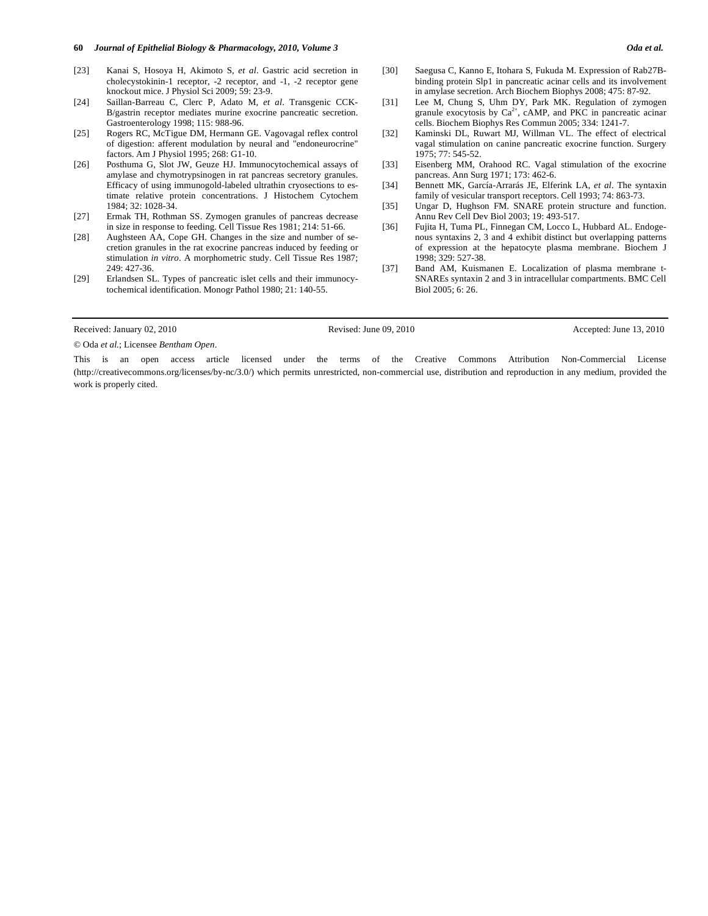[23] Kanai S, Hosoya H, Akimoto S, *et al*. Gastric acid secretion in cholecystokinin-1 receptor, -2 receptor, and -1, -2 receptor gene knockout mice. J Physiol Sci 2009; 59: 23-9.

[24] Saillan-Barreau C, Clerc P, Adato M, *et al*. Transgenic CCK-B/gastrin receptor mediates murine exocrine pancreatic secretion. Gastroenterology 1998; 115: 988-96.

[25] Rogers RC, McTigue DM, Hermann GE. Vagovagal reflex control of digestion: afferent modulation by neural and "endoneurocrine" factors. Am J Physiol 1995; 268: G1-10.

[26] Posthuma G, Slot JW, Geuze HJ. Immunocytochemical assays of amylase and chymotrypsinogen in rat pancreas secretory granules. Efficacy of using immunogold-labeled ultrathin cryosections to estimate relative protein concentrations. J Histochem Cytochem 1984; 32: 1028-34.

[27] Ermak TH, Rothman SS. Zymogen granules of pancreas decrease in size in response to feeding. Cell Tissue Res 1981; 214: 51-66.

[28] Aughsteen AA, Cope GH. Changes in the size and number of secretion granules in the rat exocrine pancreas induced by feeding or stimulation *in vitro*. A morphometric study. Cell Tissue Res 1987; 249: 427-36.

[29] Erlandsen SL. Types of pancreatic islet cells and their immunocytochemical identification. Monogr Pathol 1980; 21: 140-55.

[30] Saegusa C, Kanno E, Itohara S, Fukuda M. Expression of Rab27B-binding protein Slp1 in pancreatic acinar cells and its involvement in amylase secretion. Arch Biochem Biophys 2008; 475: 87-92.

[31] Lee M, Chung S, Uhm DY, Park MK. Regulation of zymogen granule exocytosis by $Ca^{2+}$, cAMP, and PKC in pancreatic acinar cells. Biochem Biophys Res Commun 2005; 334: 1241-7.

[32] Kaminski DL, Ruwart MJ, Willman VL. The effect of electrical vagal stimulation on canine pancreatic exocrine function. Surgery 1975; 77: 545-52.

[33] Eisenberg MM, Orahood RC. Vagal stimulation of the exocrine pancreas. Ann Surg 1971; 173: 462-6.

[34] Bennett MK, García-Arrarás JE, Elferink LA, *et al*. The syntaxin family of vesicular transport receptors. Cell 1993; 74: 863-73.

[35] Ungar D, Hughson FM. SNARE protein structure and function. Annu Rev Cell Dev Biol 2003; 19: 493-517.

[36] Fujita H, Tuma PL, Finnegan CM, Locco L, Hubbard AL. Endogenous syntaxins 2, 3 and 4 exhibit distinct but overlapping patterns of expression at the hepatocyte plasma membrane. Biochem J 1998; 329: 527-38.

[37] Band AM, Kuismanen E. Localization of plasma membrane t-SNAREs syntaxin 2 and 3 in intracellular compartments. BMC Cell Biol 2005; 6: 26.

---

Received: January 02, 2010 Revised: June 09, 2010 Accepted: June 13, 2010

© Oda *et al.*; Licensee *Bentham Open*.

This is an open access article licensed under the terms of the Creative Commons Attribution Non-Commercial License (http://creativecommons.org/licenses/by-nc/3.0/) which permits unrestricted, non-commercial use, distribution and reproduction in any medium, provided the work is properly cited.